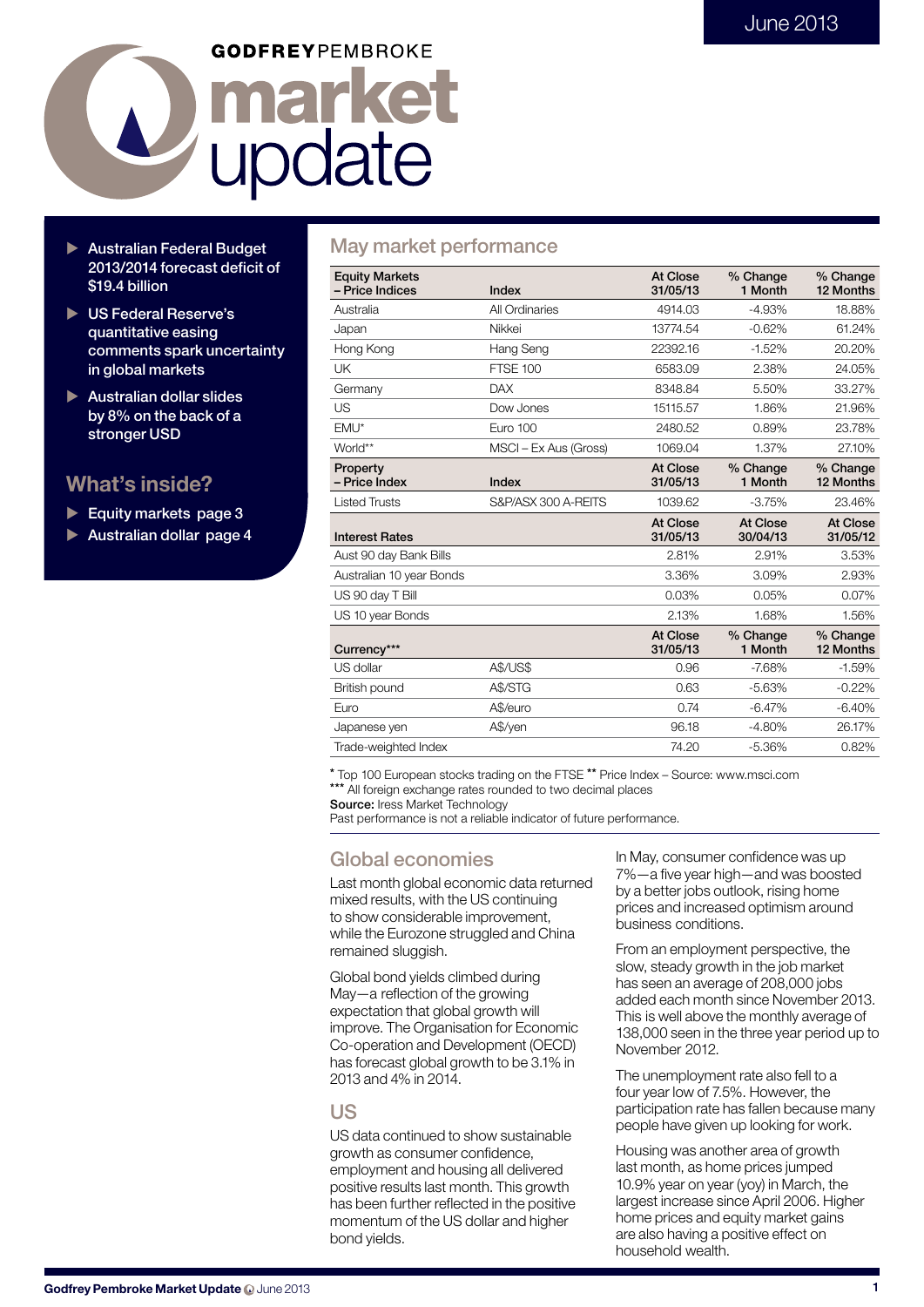June 2013

**GODFREY PEMBROKE**

# market update

- Australian Federal Budget 2013/2014 forecast deficit of $19.4 billion
- US Federal Reserve's quantitative easing comments spark uncertainty in global markets
- Australian dollar slides by 8% on the back of a stronger USD

## What's inside?

- Equity markets page 3
- Australian dollar page 4

## May market performance

| Equity Markets – Price Indices | Index | At Close 31/05/13 | % Change 1 Month | % Change 12 Months |
|---|---|---|---|---|
| Australia | All Ordinaries | 4914.03 | -4.93% | 18.88% |
| Japan | Nikkei | 13774.54 | -0.62% | 61.24% |
| Hong Kong | Hang Seng | 22392.16 | -1.52% | 20.20% |
| UK | FTSE 100 | 6583.09 | 2.38% | 24.05% |
| Germany | DAX | 8348.84 | 5.50% | 33.27% |
| US | Dow Jones | 15115.57 | 1.86% | 21.96% |
| EMU* | Euro 100 | 2480.52 | 0.89% | 23.78% |
| World** | MSCI – Ex Aus (Gross) | 1069.04 | 1.37% | 27.10% |
| **Property – Price Index** | **Index** | **At Close 31/05/13** | **% Change 1 Month** | **% Change 12 Months** |
| Listed Trusts | S&P/ASX 300 A-REITS | 1039.62 | -3.75% | 23.46% |
| **Interest Rates** | | **At Close 31/05/13** | **At Close 30/04/13** | **At Close 31/05/12** |
| Aust 90 day Bank Bills | | 2.81% | 2.91% | 3.53% |
| Australian 10 year Bonds | | 3.36% | 3.09% | 2.93% |
| US 90 day T Bill | | 0.03% | 0.05% | 0.07% |
| US 10 year Bonds | | 2.13% | 1.68% | 1.56% |
| **Currency*** ** | | **At Close 31/05/13** | **% Change 1 Month** | **% Change 12 Months** |
| US dollar | A$/US$ | 0.96 | -7.68% | -1.59% |
| British pound | A$/STG | 0.63 | -5.63% | -0.22% |
| Euro | A$/euro | 0.74 | -6.47% | -6.40% |
| Japanese yen | A$/yen | 96.18 | -4.80% | 26.17% |
| Trade-weighted Index | | 74.20 | -5.36% | 0.82% |

\* Top 100 European stocks trading on the FTSE ** Price Index – Source: www.msci.com
*** All foreign exchange rates rounded to two decimal places
**Source:** Iress Market Technology
Past performance is not a reliable indicator of future performance.

## Global economies

Last month global economic data returned mixed results, with the US continuing to show considerable improvement, while the Eurozone struggled and China remained sluggish.

Global bond yields climbed during May—a reflection of the growing expectation that global growth will improve. The Organisation for Economic Co-operation and Development (OECD) has forecast global growth to be 3.1% in 2013 and 4% in 2014.

## US

US data continued to show sustainable growth as consumer confidence, employment and housing all delivered positive results last month. This growth has been further reflected in the positive momentum of the US dollar and higher bond yields.

In May, consumer confidence was up 7%—a five year high—and was boosted by a better jobs outlook, rising home prices and increased optimism around business conditions.

From an employment perspective, the slow, steady growth in the job market has seen an average of 208,000 jobs added each month since November 2013. This is well above the monthly average of 138,000 seen in the three year period up to November 2012.

The unemployment rate also fell to a four year low of 7.5%. However, the participation rate has fallen because many people have given up looking for work.

Housing was another area of growth last month, as home prices jumped 10.9% year on year (yoy) in March, the largest increase since April 2006. Higher home prices and equity market gains are also having a positive effect on household wealth.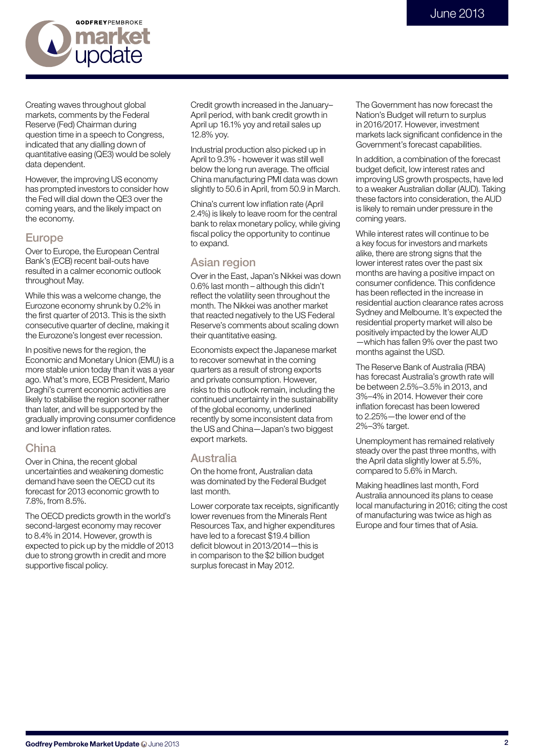Creating waves throughout global markets, comments by the Federal Reserve (Fed) Chairman during question time in a speech to Congress, indicated that any dialling down of quantitative easing (QE3) would be solely data dependent.

However, the improving US economy has prompted investors to consider how the Fed will dial down the QE3 over the coming years, and the likely impact on the economy.

## Europe

Over to Europe, the European Central Bank's (ECB) recent bail-outs have resulted in a calmer economic outlook throughout May.

While this was a welcome change, the Eurozone economy shrunk by 0.2% in the first quarter of 2013. This is the sixth consecutive quarter of decline, making it the Eurozone's longest ever recession.

In positive news for the region, the Economic and Monetary Union (EMU) is a more stable union today than it was a year ago. What's more, ECB President, Mario Draghi's current economic activities are likely to stabilise the region sooner rather than later, and will be supported by the gradually improving consumer confidence and lower inflation rates.

## China

Over in China, the recent global uncertainties and weakening domestic demand have seen the OECD cut its forecast for 2013 economic growth to 7.8%, from 8.5%.

The OECD predicts growth in the world's second-largest economy may recover to 8.4% in 2014. However, growth is expected to pick up by the middle of 2013 due to strong growth in credit and more supportive fiscal policy.

Credit growth increased in the January–April period, with bank credit growth in April up 16.1% yoy and retail sales up 12.8% yoy.

Industrial production also picked up in April to 9.3% - however it was still well below the long run average. The official China manufacturing PMI data was down slightly to 50.6 in April, from 50.9 in March.

China's current low inflation rate (April 2.4%) is likely to leave room for the central bank to relax monetary policy, while giving fiscal policy the opportunity to continue to expand.

## Asian region

Over in the East, Japan's Nikkei was down 0.6% last month – although this didn't reflect the volatility seen throughout the month. The Nikkei was another market that reacted negatively to the US Federal Reserve's comments about scaling down their quantitative easing.

Economists expect the Japanese market to recover somewhat in the coming quarters as a result of strong exports and private consumption. However, risks to this outlook remain, including the continued uncertainty in the sustainability of the global economy, underlined recently by some inconsistent data from the US and China—Japan's two biggest export markets.

## Australia

On the home front, Australian data was dominated by the Federal Budget last month.

Lower corporate tax receipts, significantly lower revenues from the Minerals Rent Resources Tax, and higher expenditures have led to a forecast $19.4 billion deficit blowout in 2013/2014—this is in comparison to the $2 billion budget surplus forecast in May 2012.

The Government has now forecast the Nation's Budget will return to surplus in 2016/2017. However, investment markets lack significant confidence in the Government's forecast capabilities.

In addition, a combination of the forecast budget deficit, low interest rates and improving US growth prospects, have led to a weaker Australian dollar (AUD). Taking these factors into consideration, the AUD is likely to remain under pressure in the coming years.

While interest rates will continue to be a key focus for investors and markets alike, there are strong signs that the lower interest rates over the past six months are having a positive impact on consumer confidence. This confidence has been reflected in the increase in residential auction clearance rates across Sydney and Melbourne. It's expected the residential property market will also be positively impacted by the lower AUD —which has fallen 9% over the past two months against the USD.

The Reserve Bank of Australia (RBA) has forecast Australia's growth rate will be between 2.5%–3.5% in 2013, and 3%–4% in 2014. However their core inflation forecast has been lowered to 2.25%—the lower end of the 2%–3% target.

Unemployment has remained relatively steady over the past three months, with the April data slightly lower at 5.5%, compared to 5.6% in March.

Making headlines last month, Ford Australia announced its plans to cease local manufacturing in 2016; citing the cost of manufacturing was twice as high as Europe and four times that of Asia.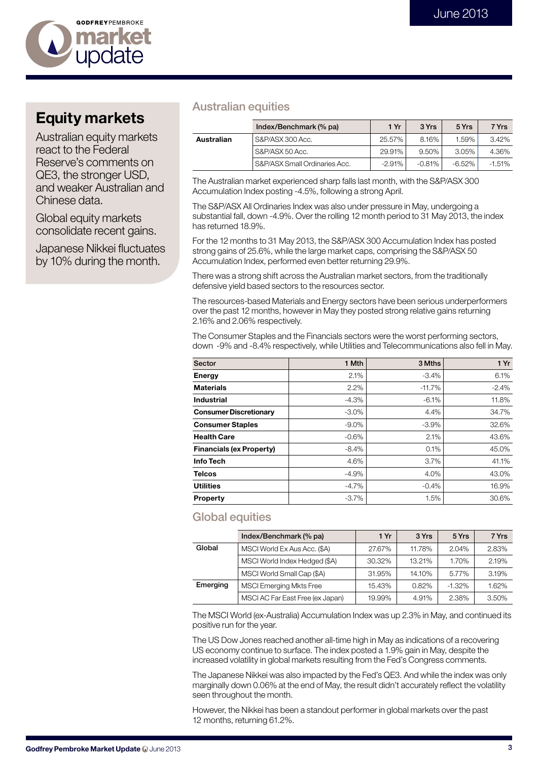## Equity markets

Australian equity markets react to the Federal Reserve's comments on QE3, the stronger USD, and weaker Australian and Chinese data.

Global equity markets consolidate recent gains.

Japanese Nikkei fluctuates by 10% during the month.

## Australian equities

| | Index/Benchmark (% pa) | 1 Yr | 3 Yrs | 5 Yrs | 7 Yrs |
|---|---|---|---|---|---|
| **Australian** | S&P/ASX 300 Acc. | 25.57% | 8.16% | 1.59% | 3.42% |
| | S&P/ASX 50 Acc. | 29.91% | 9.50% | 3.05% | 4.36% |
| | S&P/ASX Small Ordinaries Acc. | -2.91% | -0.81% | -6.52% | -1.51% |

The Australian market experienced sharp falls last month, with the S&P/ASX 300 Accumulation Index posting -4.5%, following a strong April.

The S&P/ASX All Ordinaries Index was also under pressure in May, undergoing a substantial fall, down -4.9%. Over the rolling 12 month period to 31 May 2013, the index has returned 18.9%.

For the 12 months to 31 May 2013, the S&P/ASX 300 Accumulation Index has posted strong gains of 25.6%, while the large market caps, comprising the S&P/ASX 50 Accumulation Index, performed even better returning 29.9%.

There was a strong shift across the Australian market sectors, from the traditionally defensive yield based sectors to the resources sector.

The resources-based Materials and Energy sectors have been serious underperformers over the past 12 months, however in May they posted strong relative gains returning 2.16% and 2.06% respectively.

The Consumer Staples and the Financials sectors were the worst performing sectors, down -9% and -8.4% respectively, while Utilities and Telecommunications also fell in May.

| Sector | 1 Mth | 3 Mths | 1 Yr |
|---|---|---|---|
| **Energy** | 2.1% | -3.4% | 6.1% |
| **Materials** | 2.2% | -11.7% | -2.4% |
| **Industrial** | -4.3% | -6.1% | 11.8% |
| **Consumer Discretionary** | -3.0% | 4.4% | 34.7% |
| **Consumer Staples** | -9.0% | -3.9% | 32.6% |
| **Health Care** | -0.6% | 2.1% | 43.6% |
| **Financials (ex Property)** | -8.4% | 0.1% | 45.0% |
| **Info Tech** | 4.6% | 3.7% | 41.1% |
| **Telcos** | -4.9% | 4.0% | 43.0% |
| **Utilities** | -4.7% | -0.4% | 16.9% |
| **Property** | -3.7% | 1.5% | 30.6% |

## Global equities

| | Index/Benchmark (% pa) | 1 Yr | 3 Yrs | 5 Yrs | 7 Yrs |
|---|---|---|---|---|---|
| Global | MSCI World Ex Aus Acc. ($A) | 27.67% | 11.78% | 2.04% | 2.83% |
| | MSCI World Index Hedged ($A) | 30.32% | 13.21% | 1.70% | 2.19% |
| | MSCI World Small Cap ($A) | 31.95% | 14.10% | 5.77% | 3.19% |
| Emerging | MSCI Emerging Mkts Free | 15.43% | 0.82% | -1.32% | 1.62% |
| | MSCI AC Far East Free (ex Japan) | 19.99% | 4.91% | 2.38% | 3.50% |

The MSCI World (ex-Australia) Accumulation Index was up 2.3% in May, and continued its positive run for the year.

The US Dow Jones reached another all-time high in May as indications of a recovering US economy continue to surface. The index posted a 1.9% gain in May, despite the increased volatility in global markets resulting from the Fed's Congress comments.

The Japanese Nikkei was also impacted by the Fed's QE3. And while the index was only marginally down 0.06% at the end of May, the result didn't accurately reflect the volatility seen throughout the month.

However, the Nikkei has been a standout performer in global markets over the past 12 months, returning 61.2%.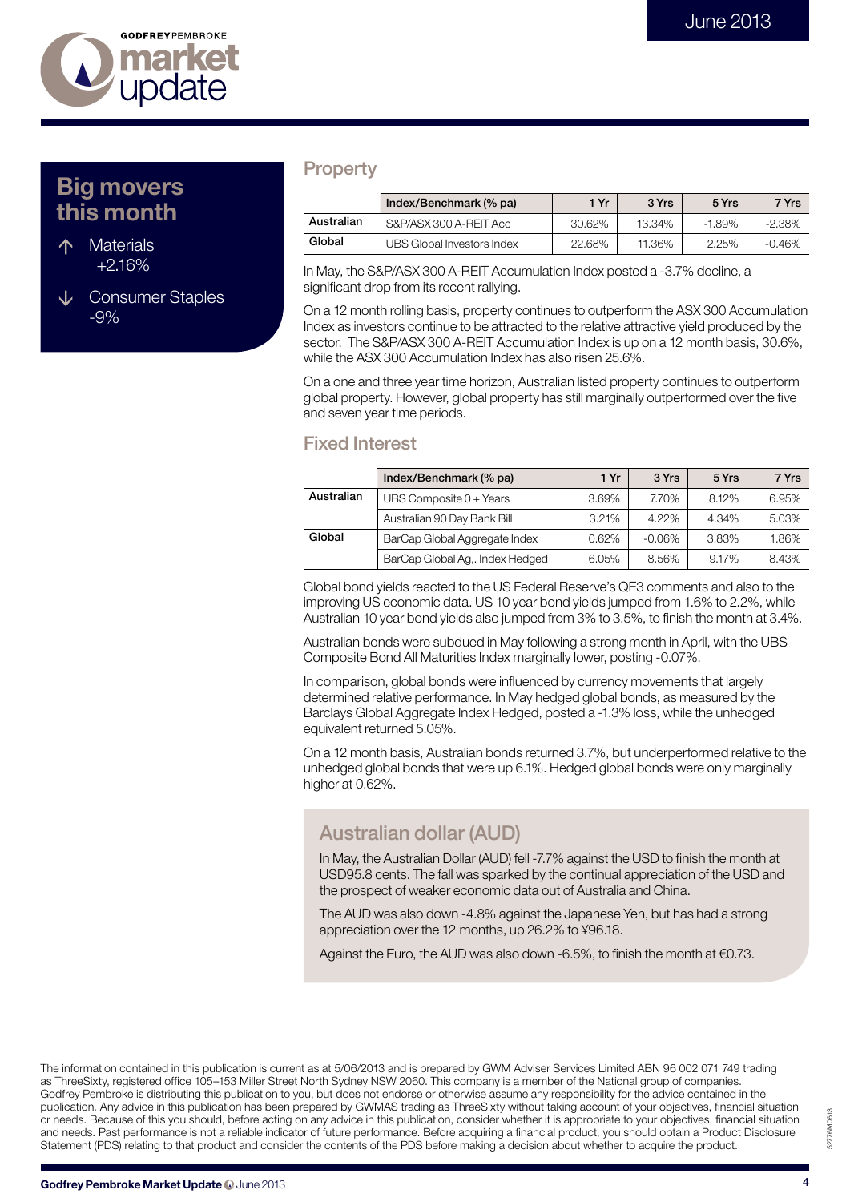## Big movers this month

↑ Materials +2.16%

↓ Consumer Staples -9%

## Property

| | Index/Benchmark (% pa) | 1 Yr | 3 Yrs | 5 Yrs | 7 Yrs |
|---|---|---|---|---|---|
| Australian | S&P/ASX 300 A-REIT Acc | 30.62% | 13.34% | -1.89% | -2.38% |
| Global | UBS Global Investors Index | 22.68% | 11.36% | 2.25% | -0.46% |

In May, the S&P/ASX 300 A-REIT Accumulation Index posted a -3.7% decline, a significant drop from its recent rallying.

On a 12 month rolling basis, property continues to outperform the ASX 300 Accumulation Index as investors continue to be attracted to the relative attractive yield produced by the sector. The S&P/ASX 300 A-REIT Accumulation Index is up on a 12 month basis, 30.6%, while the ASX 300 Accumulation Index has also risen 25.6%.

On a one and three year time horizon, Australian listed property continues to outperform global property. However, global property has still marginally outperformed over the five and seven year time periods.

## Fixed Interest

| | Index/Benchmark (% pa) | 1 Yr | 3 Yrs | 5 Yrs | 7 Yrs |
|---|---|---|---|---|---|
| Australian | UBS Composite 0 + Years | 3.69% | 7.70% | 8.12% | 6.95% |
| | Australian 90 Day Bank Bill | 3.21% | 4.22% | 4.34% | 5.03% |
| Global | BarCap Global Aggregate Index | 0.62% | -0.06% | 3.83% | 1.86% |
| | BarCap Global Ag,. Index Hedged | 6.05% | 8.56% | 9.17% | 8.43% |

Global bond yields reacted to the US Federal Reserve's QE3 comments and also to the improving US economic data. US 10 year bond yields jumped from 1.6% to 2.2%, while Australian 10 year bond yields also jumped from 3% to 3.5%, to finish the month at 3.4%.

Australian bonds were subdued in May following a strong month in April, with the UBS Composite Bond All Maturities Index marginally lower, posting -0.07%.

In comparison, global bonds were influenced by currency movements that largely determined relative performance. In May hedged global bonds, as measured by the Barclays Global Aggregate Index Hedged, posted a -1.3% loss, while the unhedged equivalent returned 5.05%.

On a 12 month basis, Australian bonds returned 3.7%, but underperformed relative to the unhedged global bonds that were up 6.1%. Hedged global bonds were only marginally higher at 0.62%.

## Australian dollar (AUD)

In May, the Australian Dollar (AUD) fell -7.7% against the USD to finish the month at USD95.8 cents. The fall was sparked by the continual appreciation of the USD and the prospect of weaker economic data out of Australia and China.

The AUD was also down -4.8% against the Japanese Yen, but has had a strong appreciation over the 12 months, up 26.2% to ¥96.18.

Against the Euro, the AUD was also down -6.5%, to finish the month at €0.73.

The information contained in this publication is current as at 5/06/2013 and is prepared by GWM Adviser Services Limited ABN 96 002 071 749 trading as ThreeSixty, registered office 105–153 Miller Street North Sydney NSW 2060. This company is a member of the National group of companies. Godfrey Pembroke is distributing this publication to you, but does not endorse or otherwise assume any responsibility for the advice contained in the publication. Any advice in this publication has been prepared by GWMAS trading as ThreeSixty without taking account of your objectives, financial situation or needs. Because of this you should, before acting on any advice in this publication, consider whether it is appropriate to your objectives, financial situation and needs. Past performance is not a reliable indicator of future performance. Before acquiring a financial product, you should obtain a Product Disclosure Statement (PDS) relating to that product and consider the contents of the PDS before making a decision about whether to acquire the product.